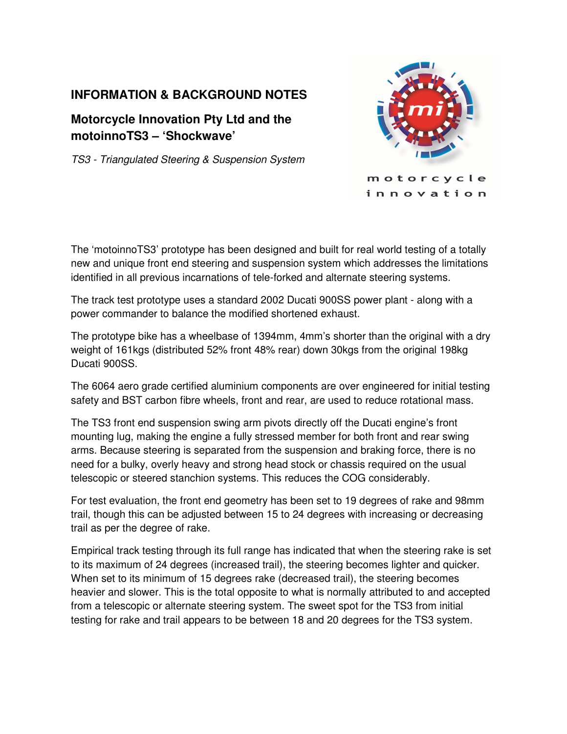## INFORMATION & BACKGROUND NOTES

### Motorcycle Innovation Pty Ltd and the motoinnoTS3 – 'Shockwave'

*TS3 - Triangulated Steering & Suspension System*

motorcycle innovation

The 'motoinnoTS3' prototype has been designed and built for real world testing of a totally new and unique front end steering and suspension system which addresses the limitations identified in all previous incarnations of tele-forked and alternate steering systems.

The track test prototype uses a standard 2002 Ducati 900SS power plant - along with a power commander to balance the modified shortened exhaust.

The prototype bike has a wheelbase of 1394mm, 4mm's shorter than the original with a dry weight of 161kgs (distributed 52% front 48% rear) down 30kgs from the original 198kg Ducati 900SS.

The 6064 aero grade certified aluminium components are over engineered for initial testing safety and BST carbon fibre wheels, front and rear, are used to reduce rotational mass.

The TS3 front end suspension swing arm pivots directly off the Ducati engine's front mounting lug, making the engine a fully stressed member for both front and rear swing arms. Because steering is separated from the suspension and braking force, there is no need for a bulky, overly heavy and strong head stock or chassis required on the usual telescopic or steered stanchion systems. This reduces the COG considerably.

For test evaluation, the front end geometry has been set to 19 degrees of rake and 98mm trail, though this can be adjusted between 15 to 24 degrees with increasing or decreasing trail as per the degree of rake.

Empirical track testing through its full range has indicated that when the steering rake is set to its maximum of 24 degrees (increased trail), the steering becomes lighter and quicker. When set to its minimum of 15 degrees rake (decreased trail), the steering becomes heavier and slower. This is the total opposite to what is normally attributed to and accepted from a telescopic or alternate steering system. The sweet spot for the TS3 from initial testing for rake and trail appears to be between 18 and 20 degrees for the TS3 system.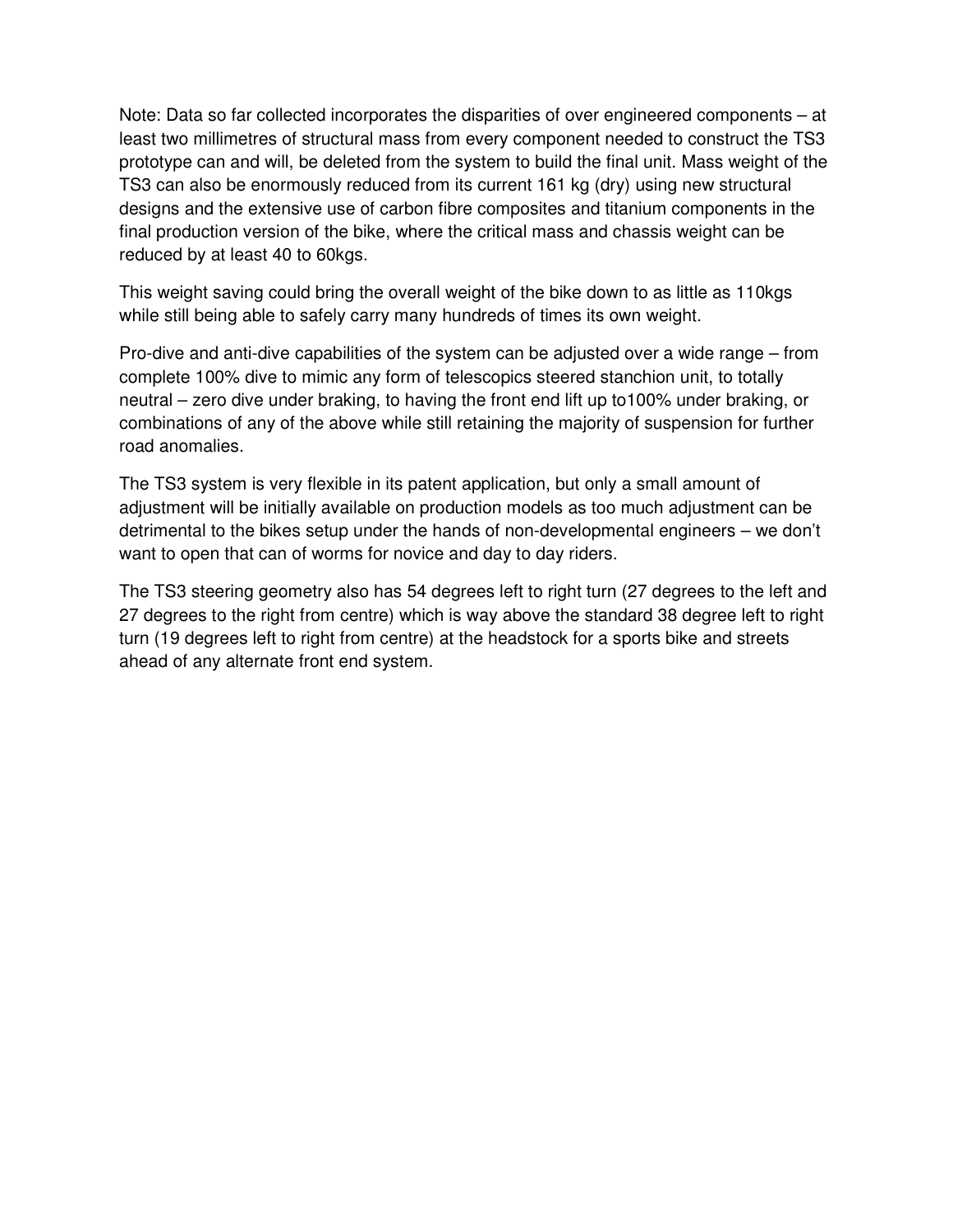Note: Data so far collected incorporates the disparities of over engineered components – at least two millimetres of structural mass from every component needed to construct the TS3 prototype can and will, be deleted from the system to build the final unit. Mass weight of the TS3 can also be enormously reduced from its current 161 kg (dry) using new structural designs and the extensive use of carbon fibre composites and titanium components in the final production version of the bike, where the critical mass and chassis weight can be reduced by at least 40 to 60kgs.

This weight saving could bring the overall weight of the bike down to as little as 110kgs while still being able to safely carry many hundreds of times its own weight.

Pro-dive and anti-dive capabilities of the system can be adjusted over a wide range – from complete 100% dive to mimic any form of telescopics steered stanchion unit, to totally neutral – zero dive under braking, to having the front end lift up to100% under braking, or combinations of any of the above while still retaining the majority of suspension for further road anomalies.

The TS3 system is very flexible in its patent application, but only a small amount of adjustment will be initially available on production models as too much adjustment can be detrimental to the bikes setup under the hands of non-developmental engineers – we don't want to open that can of worms for novice and day to day riders.

The TS3 steering geometry also has 54 degrees left to right turn (27 degrees to the left and 27 degrees to the right from centre) which is way above the standard 38 degree left to right turn (19 degrees left to right from centre) at the headstock for a sports bike and streets ahead of any alternate front end system.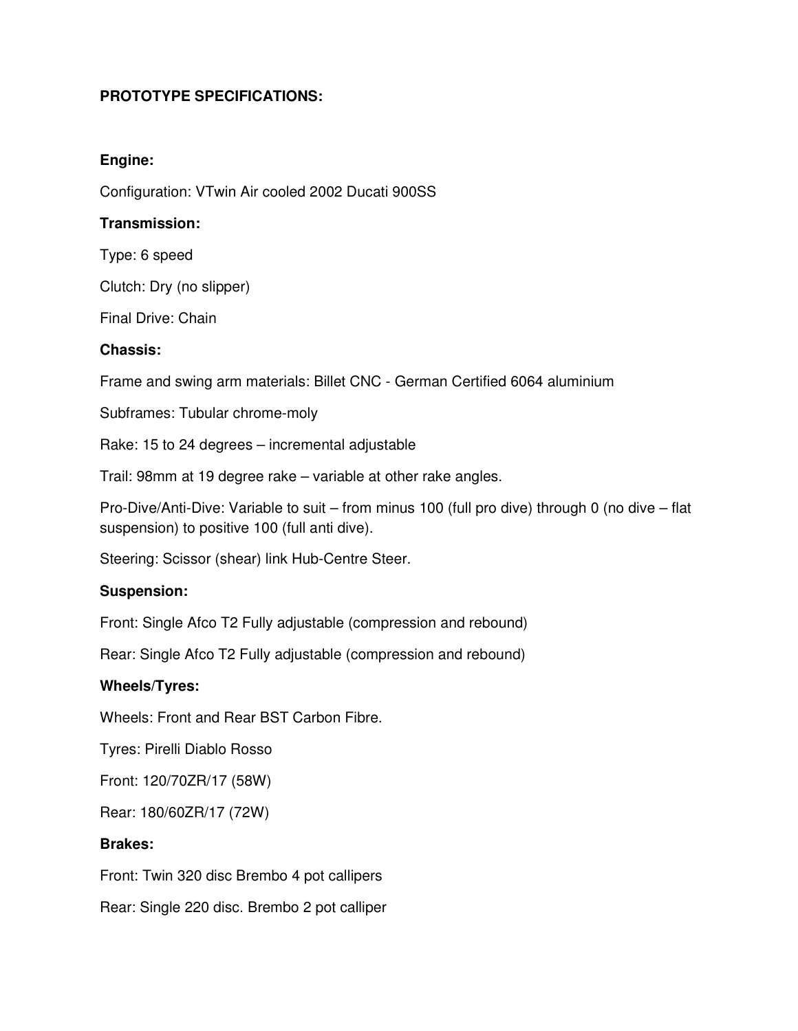## PROTOTYPE SPECIFICATIONS:

### Engine:

Configuration: VTwin Air cooled 2002 Ducati 900SS

### Transmission:

Type: 6 speed

Clutch: Dry (no slipper)

Final Drive: Chain

### Chassis:

Frame and swing arm materials: Billet CNC - German Certified 6064 aluminium

Subframes: Tubular chrome-moly

Rake: 15 to 24 degrees – incremental adjustable

Trail: 98mm at 19 degree rake – variable at other rake angles.

Pro-Dive/Anti-Dive: Variable to suit – from minus 100 (full pro dive) through 0 (no dive – flat suspension) to positive 100 (full anti dive).

Steering: Scissor (shear) link Hub-Centre Steer.

### Suspension:

Front: Single Afco T2 Fully adjustable (compression and rebound)

Rear: Single Afco T2 Fully adjustable (compression and rebound)

### Wheels/Tyres:

Wheels: Front and Rear BST Carbon Fibre.

Tyres: Pirelli Diablo Rosso

Front: 120/70ZR/17 (58W)

Rear: 180/60ZR/17 (72W)

### Brakes:

Front: Twin 320 disc Brembo 4 pot callipers

Rear: Single 220 disc. Brembo 2 pot calliper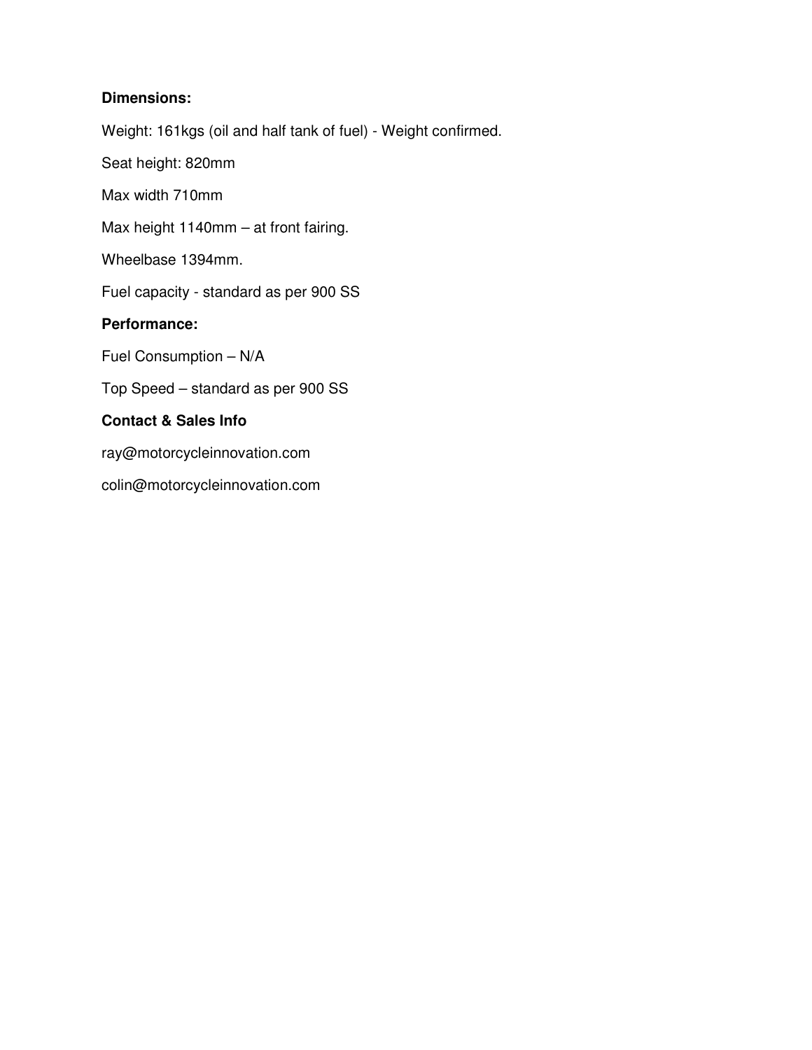**Dimensions:**

Weight: 161kgs (oil and half tank of fuel) - Weight confirmed.

Seat height: 820mm

Max width 710mm

Max height 1140mm – at front fairing.

Wheelbase 1394mm.

Fuel capacity - standard as per 900 SS

**Performance:**

Fuel Consumption – N/A

Top Speed – standard as per 900 SS

**Contact & Sales Info**

ray@motorcycleinnovation.com

colin@motorcycleinnovation.com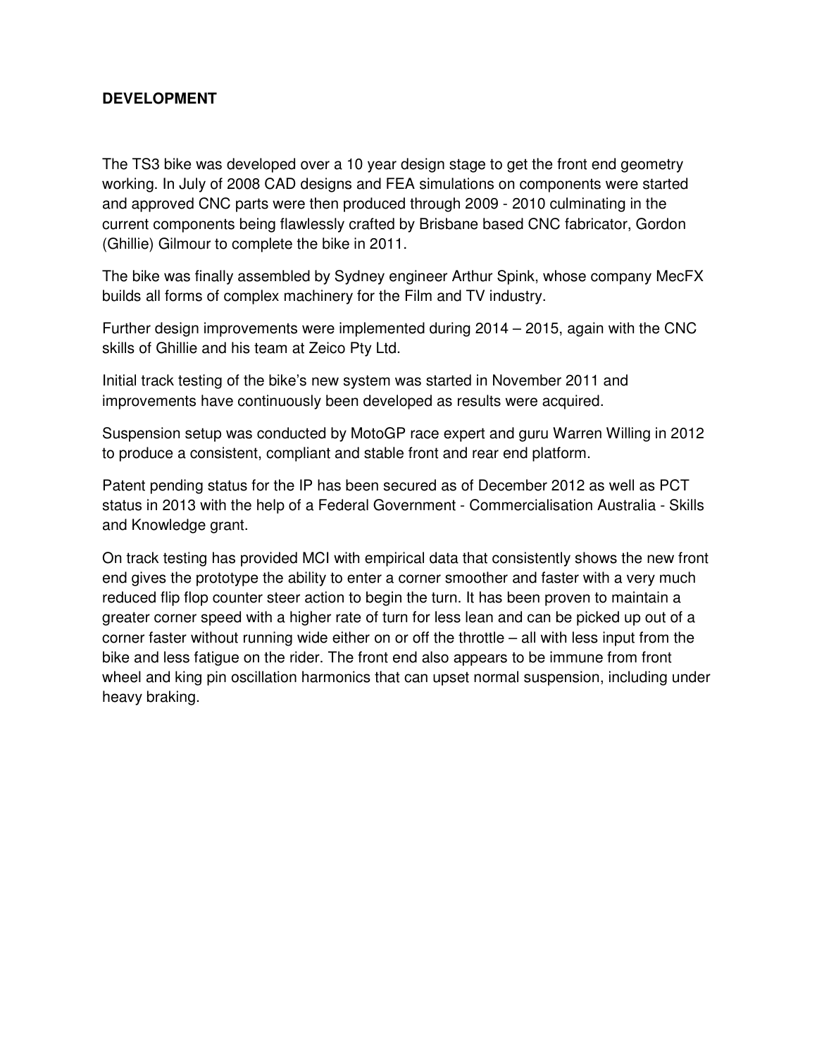## DEVELOPMENT

The TS3 bike was developed over a 10 year design stage to get the front end geometry working. In July of 2008 CAD designs and FEA simulations on components were started and approved CNC parts were then produced through 2009 - 2010 culminating in the current components being flawlessly crafted by Brisbane based CNC fabricator, Gordon (Ghillie) Gilmour to complete the bike in 2011.

The bike was finally assembled by Sydney engineer Arthur Spink, whose company MecFX builds all forms of complex machinery for the Film and TV industry.

Further design improvements were implemented during 2014 – 2015, again with the CNC skills of Ghillie and his team at Zeico Pty Ltd.

Initial track testing of the bike's new system was started in November 2011 and improvements have continuously been developed as results were acquired.

Suspension setup was conducted by MotoGP race expert and guru Warren Willing in 2012 to produce a consistent, compliant and stable front and rear end platform.

Patent pending status for the IP has been secured as of December 2012 as well as PCT status in 2013 with the help of a Federal Government - Commercialisation Australia - Skills and Knowledge grant.

On track testing has provided MCI with empirical data that consistently shows the new front end gives the prototype the ability to enter a corner smoother and faster with a very much reduced flip flop counter steer action to begin the turn. It has been proven to maintain a greater corner speed with a higher rate of turn for less lean and can be picked up out of a corner faster without running wide either on or off the throttle – all with less input from the bike and less fatigue on the rider. The front end also appears to be immune from front wheel and king pin oscillation harmonics that can upset normal suspension, including under heavy braking.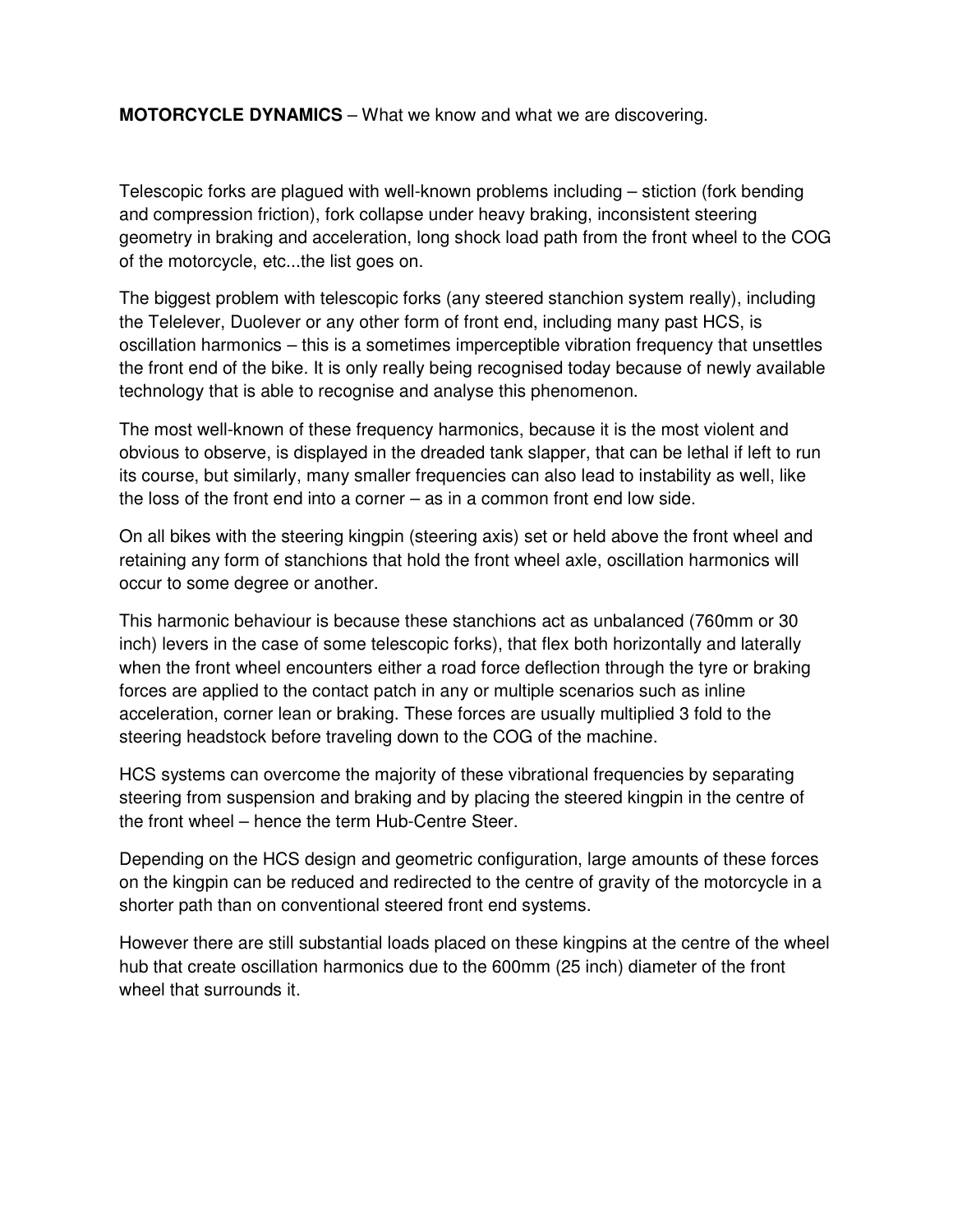**MOTORCYCLE DYNAMICS** – What we know and what we are discovering.

Telescopic forks are plagued with well-known problems including – stiction (fork bending and compression friction), fork collapse under heavy braking, inconsistent steering geometry in braking and acceleration, long shock load path from the front wheel to the COG of the motorcycle, etc...the list goes on.

The biggest problem with telescopic forks (any steered stanchion system really), including the Telelever, Duolever or any other form of front end, including many past HCS, is oscillation harmonics – this is a sometimes imperceptible vibration frequency that unsettles the front end of the bike. It is only really being recognised today because of newly available technology that is able to recognise and analyse this phenomenon.

The most well-known of these frequency harmonics, because it is the most violent and obvious to observe, is displayed in the dreaded tank slapper, that can be lethal if left to run its course, but similarly, many smaller frequencies can also lead to instability as well, like the loss of the front end into a corner – as in a common front end low side.

On all bikes with the steering kingpin (steering axis) set or held above the front wheel and retaining any form of stanchions that hold the front wheel axle, oscillation harmonics will occur to some degree or another.

This harmonic behaviour is because these stanchions act as unbalanced (760mm or 30 inch) levers in the case of some telescopic forks), that flex both horizontally and laterally when the front wheel encounters either a road force deflection through the tyre or braking forces are applied to the contact patch in any or multiple scenarios such as inline acceleration, corner lean or braking. These forces are usually multiplied 3 fold to the steering headstock before traveling down to the COG of the machine.

HCS systems can overcome the majority of these vibrational frequencies by separating steering from suspension and braking and by placing the steered kingpin in the centre of the front wheel – hence the term Hub-Centre Steer.

Depending on the HCS design and geometric configuration, large amounts of these forces on the kingpin can be reduced and redirected to the centre of gravity of the motorcycle in a shorter path than on conventional steered front end systems.

However there are still substantial loads placed on these kingpins at the centre of the wheel hub that create oscillation harmonics due to the 600mm (25 inch) diameter of the front wheel that surrounds it.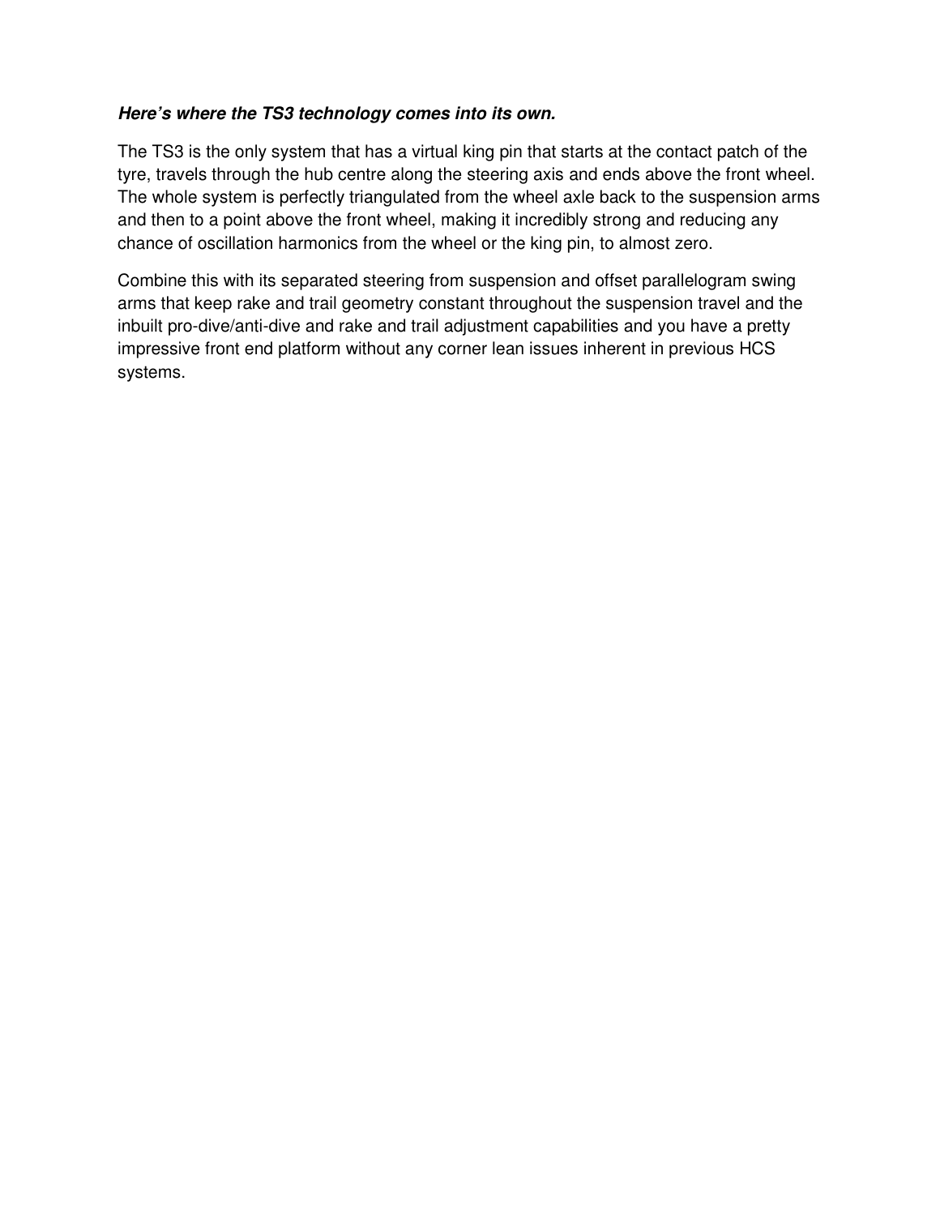***Here's where the TS3 technology comes into its own.***

The TS3 is the only system that has a virtual king pin that starts at the contact patch of the tyre, travels through the hub centre along the steering axis and ends above the front wheel. The whole system is perfectly triangulated from the wheel axle back to the suspension arms and then to a point above the front wheel, making it incredibly strong and reducing any chance of oscillation harmonics from the wheel or the king pin, to almost zero.

Combine this with its separated steering from suspension and offset parallelogram swing arms that keep rake and trail geometry constant throughout the suspension travel and the inbuilt pro-dive/anti-dive and rake and trail adjustment capabilities and you have a pretty impressive front end platform without any corner lean issues inherent in previous HCS systems.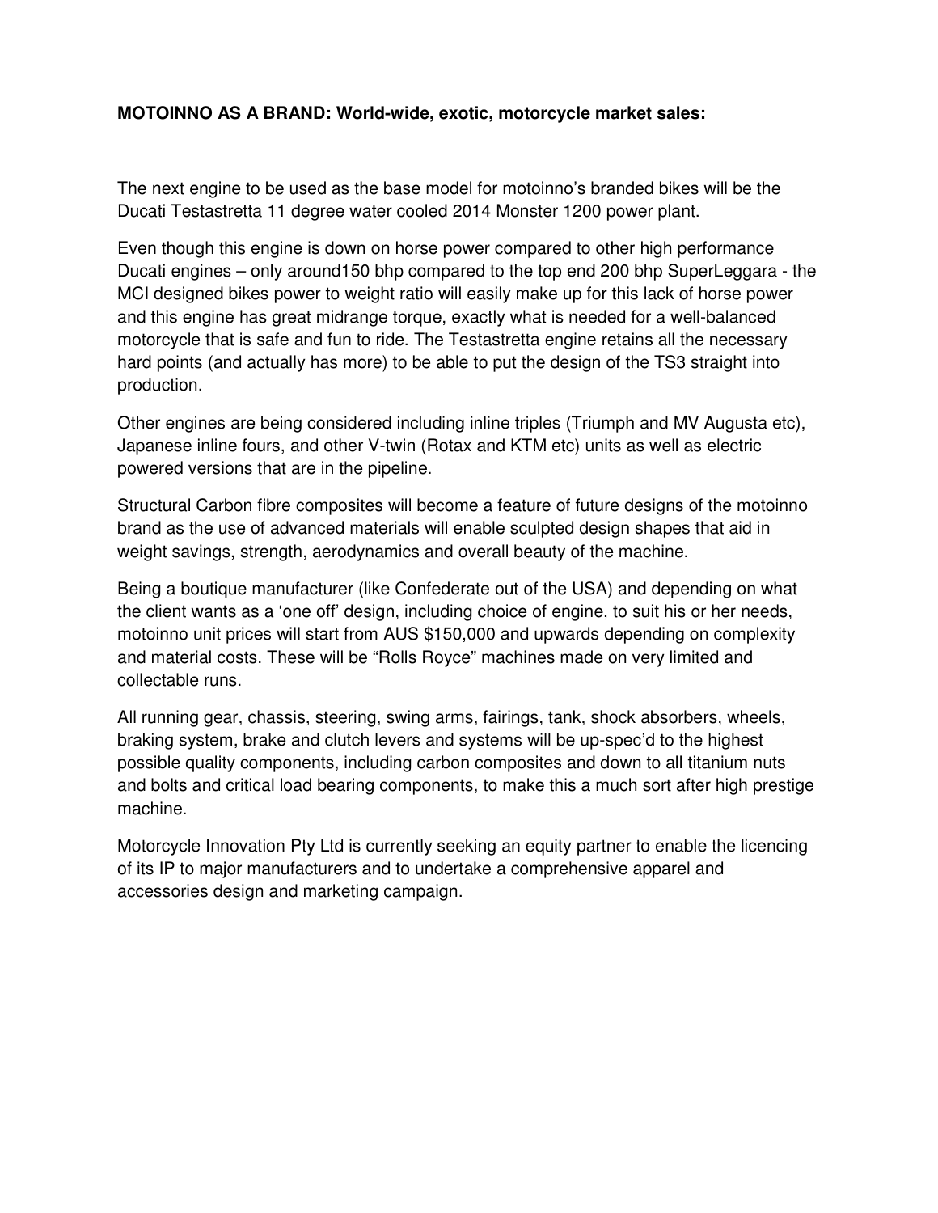**MOTOINNO AS A BRAND: World-wide, exotic, motorcycle market sales:**

The next engine to be used as the base model for motoinno's branded bikes will be the Ducati Testastretta 11 degree water cooled 2014 Monster 1200 power plant.

Even though this engine is down on horse power compared to other high performance Ducati engines – only around150 bhp compared to the top end 200 bhp SuperLeggara - the MCI designed bikes power to weight ratio will easily make up for this lack of horse power and this engine has great midrange torque, exactly what is needed for a well-balanced motorcycle that is safe and fun to ride. The Testastretta engine retains all the necessary hard points (and actually has more) to be able to put the design of the TS3 straight into production.

Other engines are being considered including inline triples (Triumph and MV Augusta etc), Japanese inline fours, and other V-twin (Rotax and KTM etc) units as well as electric powered versions that are in the pipeline.

Structural Carbon fibre composites will become a feature of future designs of the motoinno brand as the use of advanced materials will enable sculpted design shapes that aid in weight savings, strength, aerodynamics and overall beauty of the machine.

Being a boutique manufacturer (like Confederate out of the USA) and depending on what the client wants as a 'one off' design, including choice of engine, to suit his or her needs, motoinno unit prices will start from AUS $150,000 and upwards depending on complexity and material costs. These will be "Rolls Royce" machines made on very limited and collectable runs.

All running gear, chassis, steering, swing arms, fairings, tank, shock absorbers, wheels, braking system, brake and clutch levers and systems will be up-spec'd to the highest possible quality components, including carbon composites and down to all titanium nuts and bolts and critical load bearing components, to make this a much sort after high prestige machine.

Motorcycle Innovation Pty Ltd is currently seeking an equity partner to enable the licencing of its IP to major manufacturers and to undertake a comprehensive apparel and accessories design and marketing campaign.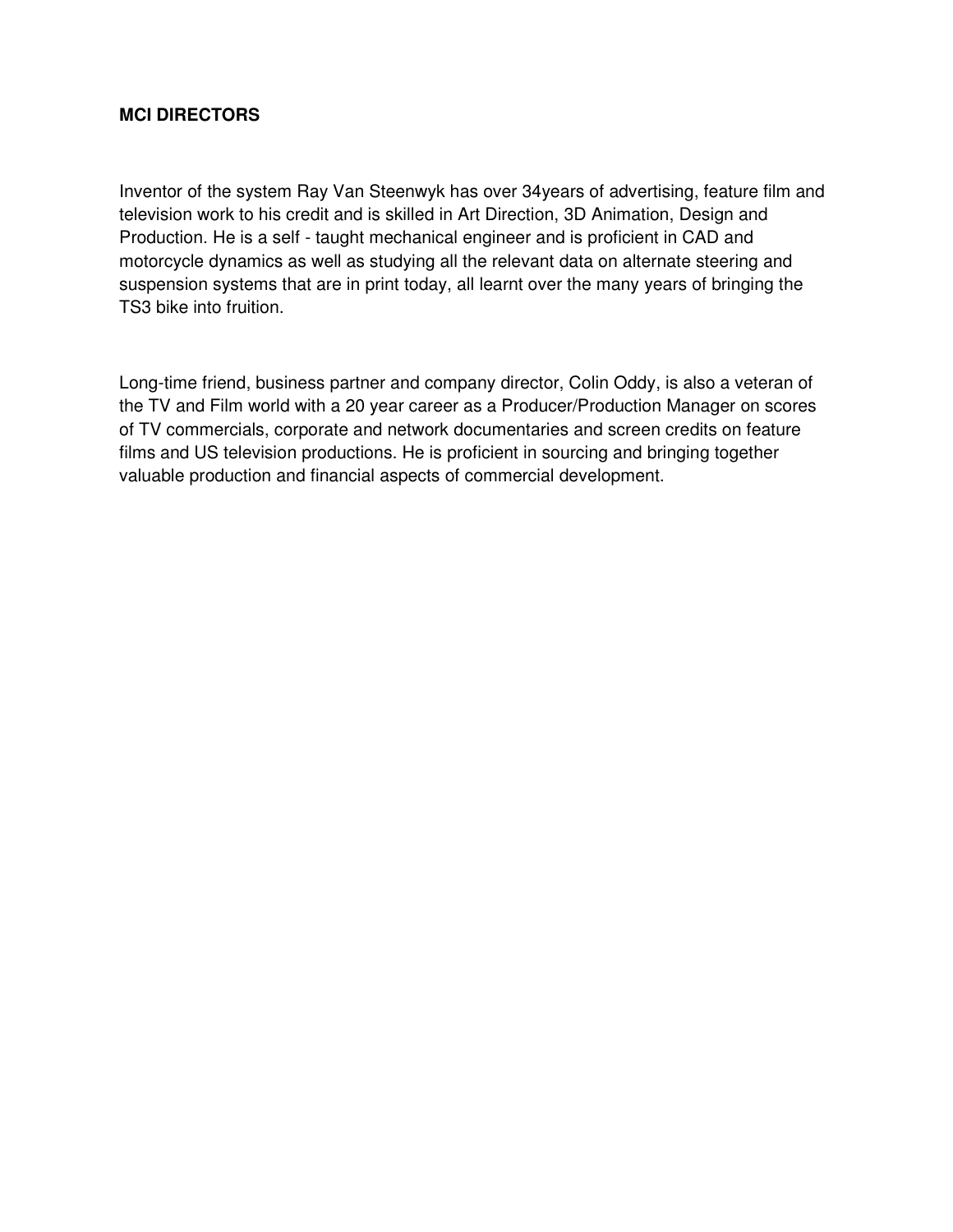**MCI DIRECTORS**

Inventor of the system Ray Van Steenwyk has over 34years of advertising, feature film and television work to his credit and is skilled in Art Direction, 3D Animation, Design and Production. He is a self - taught mechanical engineer and is proficient in CAD and motorcycle dynamics as well as studying all the relevant data on alternate steering and suspension systems that are in print today, all learnt over the many years of bringing the TS3 bike into fruition.

Long-time friend, business partner and company director, Colin Oddy, is also a veteran of the TV and Film world with a 20 year career as a Producer/Production Manager on scores of TV commercials, corporate and network documentaries and screen credits on feature films and US television productions. He is proficient in sourcing and bringing together valuable production and financial aspects of commercial development.